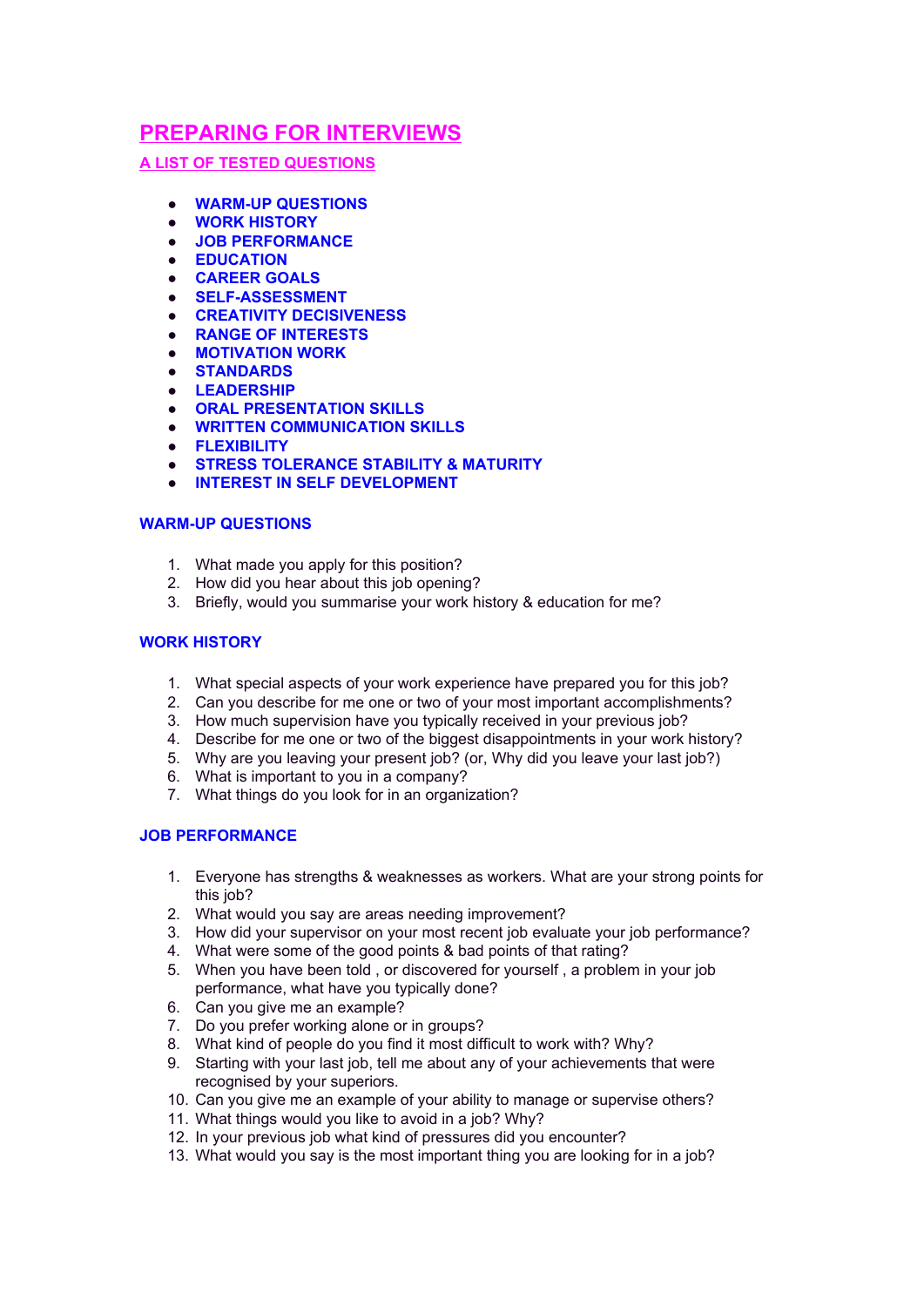# PREPARING FOR INTERVIEWS

## A LIST OF TESTED QUESTIONS

- **WARM-UP QUESTIONS**
- **WORK HISTORY**
- **JOB PERFORMANCE**
- **EDUCATION**
- **CAREER GOALS**
- **SELF-ASSESSMENT**
- **CREATIVITY DECISIVENESS**
- **RANGE OF INTERESTS**
- **MOTIVATION WORK**
- **STANDARDS**
- **LEADERSHIP**
- **ORAL PRESENTATION SKILLS**
- **WRITTEN COMMUNICATION SKILLS**
- **FLEXIBILITY**
- **STRESS TOLERANCE STABILITY & MATURITY**
- **INTEREST IN SELF DEVELOPMENT**

### WARM-UP QUESTIONS

1. What made you apply for this position?
2. How did you hear about this job opening?
3. Briefly, would you summarise your work history & education for me?

### WORK HISTORY

1. What special aspects of your work experience have prepared you for this job?
2. Can you describe for me one or two of your most important accomplishments?
3. How much supervision have you typically received in your previous job?
4. Describe for me one or two of the biggest disappointments in your work history?
5. Why are you leaving your present job? (or, Why did you leave your last job?)
6. What is important to you in a company?
7. What things do you look for in an organization?

### JOB PERFORMANCE

1. Everyone has strengths & weaknesses as workers. What are your strong points for this job?
2. What would you say are areas needing improvement?
3. How did your supervisor on your most recent job evaluate your job performance?
4. What were some of the good points & bad points of that rating?
5. When you have been told , or discovered for yourself , a problem in your job performance, what have you typically done?
6. Can you give me an example?
7. Do you prefer working alone or in groups?
8. What kind of people do you find it most difficult to work with? Why?
9. Starting with your last job, tell me about any of your achievements that were recognised by your superiors.
10. Can you give me an example of your ability to manage or supervise others?
11. What things would you like to avoid in a job? Why?
12. In your previous job what kind of pressures did you encounter?
13. What would you say is the most important thing you are looking for in a job?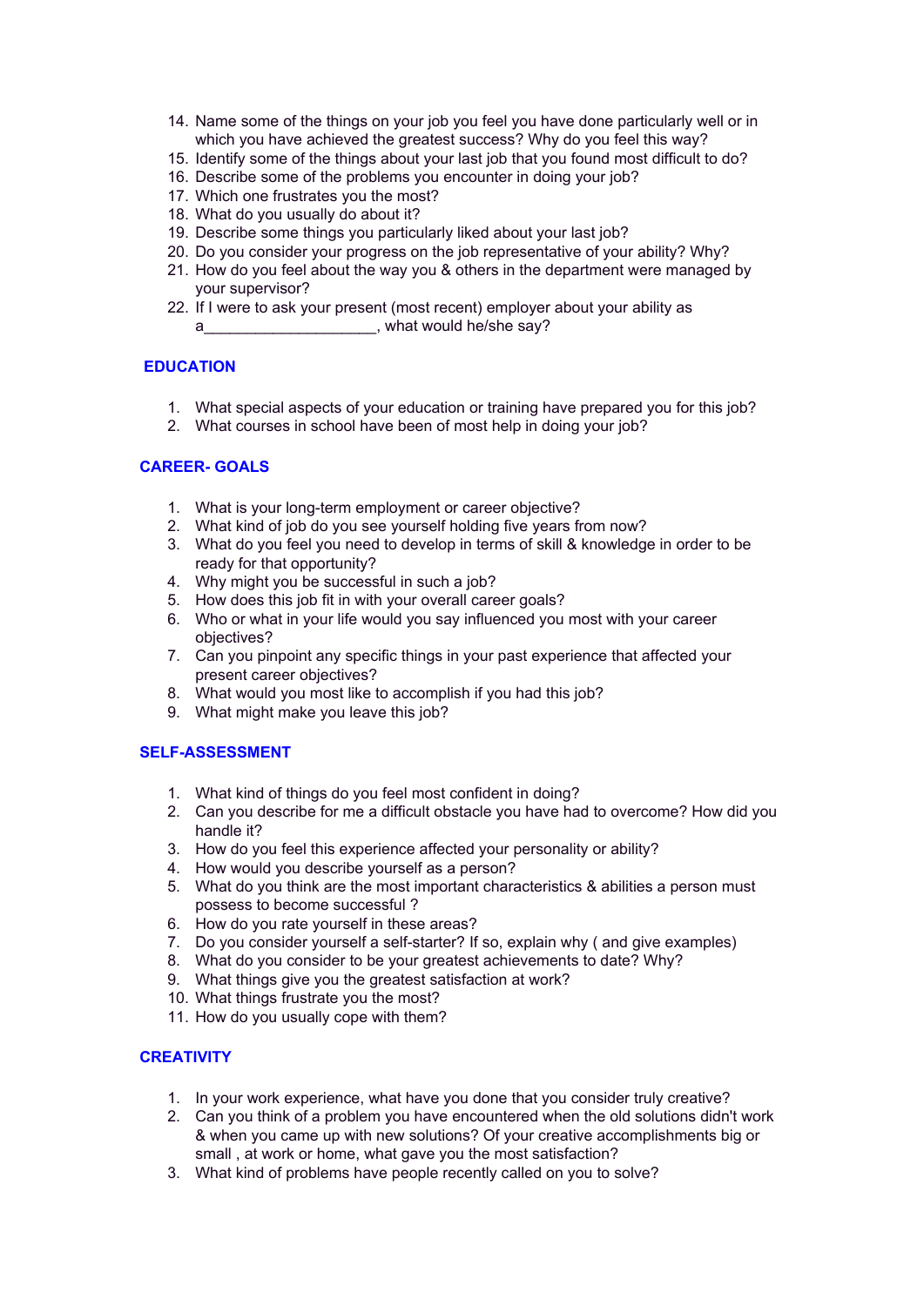14. Name some of the things on your job you feel you have done particularly well or in which you have achieved the greatest success? Why do you feel this way?
15. Identify some of the things about your last job that you found most difficult to do?
16. Describe some of the problems you encounter in doing your job?
17. Which one frustrates you the most?
18. What do you usually do about it?
19. Describe some things you particularly liked about your last job?
20. Do you consider your progress on the job representative of your ability? Why?
21. How do you feel about the way you & others in the department were managed by your supervisor?
22. If I were to ask your present (most recent) employer about your ability as a____________________, what would he/she say?

## EDUCATION

1. What special aspects of your education or training have prepared you for this job?
2. What courses in school have been of most help in doing your job?

## CAREER- GOALS

1. What is your long-term employment or career objective?
2. What kind of job do you see yourself holding five years from now?
3. What do you feel you need to develop in terms of skill & knowledge in order to be ready for that opportunity?
4. Why might you be successful in such a job?
5. How does this job fit in with your overall career goals?
6. Who or what in your life would you say influenced you most with your career objectives?
7. Can you pinpoint any specific things in your past experience that affected your present career objectives?
8. What would you most like to accomplish if you had this job?
9. What might make you leave this job?

## SELF-ASSESSMENT

1. What kind of things do you feel most confident in doing?
2. Can you describe for me a difficult obstacle you have had to overcome? How did you handle it?
3. How do you feel this experience affected your personality or ability?
4. How would you describe yourself as a person?
5. What do you think are the most important characteristics & abilities a person must possess to become successful ?
6. How do you rate yourself in these areas?
7. Do you consider yourself a self-starter? If so, explain why ( and give examples)
8. What do you consider to be your greatest achievements to date? Why?
9. What things give you the greatest satisfaction at work?
10. What things frustrate you the most?
11. How do you usually cope with them?

## CREATIVITY

1. In your work experience, what have you done that you consider truly creative?
2. Can you think of a problem you have encountered when the old solutions didn't work & when you came up with new solutions? Of your creative accomplishments big or small , at work or home, what gave you the most satisfaction?
3. What kind of problems have people recently called on you to solve?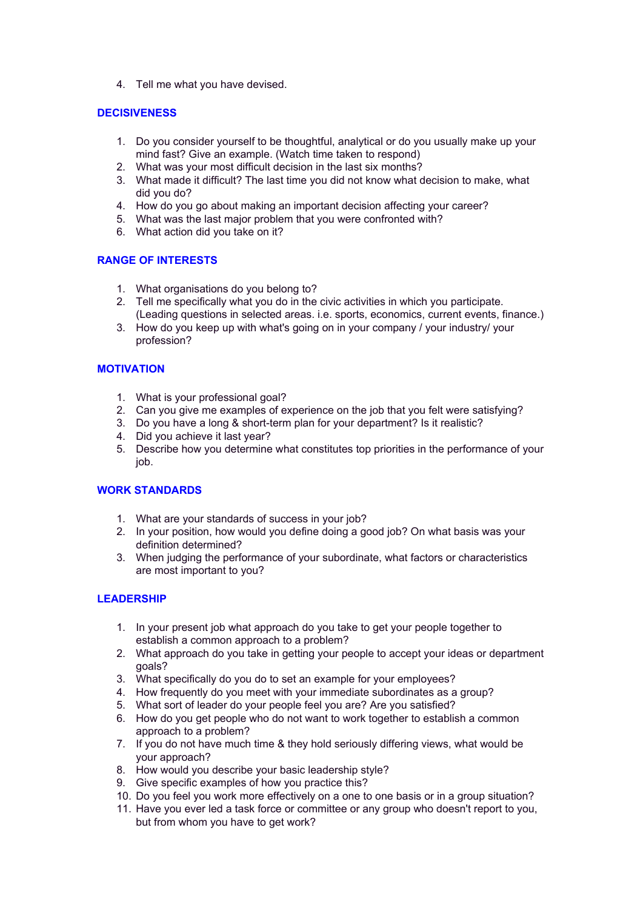4. Tell me what you have devised.

## DECISIVENESS

1. Do you consider yourself to be thoughtful, analytical or do you usually make up your mind fast? Give an example. (Watch time taken to respond)
2. What was your most difficult decision in the last six months?
3. What made it difficult? The last time you did not know what decision to make, what did you do?
4. How do you go about making an important decision affecting your career?
5. What was the last major problem that you were confronted with?
6. What action did you take on it?

## RANGE OF INTERESTS

1. What organisations do you belong to?
2. Tell me specifically what you do in the civic activities in which you participate. (Leading questions in selected areas. i.e. sports, economics, current events, finance.)
3. How do you keep up with what's going on in your company / your industry/ your profession?

## MOTIVATION

1. What is your professional goal?
2. Can you give me examples of experience on the job that you felt were satisfying?
3. Do you have a long & short-term plan for your department? Is it realistic?
4. Did you achieve it last year?
5. Describe how you determine what constitutes top priorities in the performance of your job.

## WORK STANDARDS

1. What are your standards of success in your job?
2. In your position, how would you define doing a good job? On what basis was your definition determined?
3. When judging the performance of your subordinate, what factors or characteristics are most important to you?

## LEADERSHIP

1. In your present job what approach do you take to get your people together to establish a common approach to a problem?
2. What approach do you take in getting your people to accept your ideas or department goals?
3. What specifically do you do to set an example for your employees?
4. How frequently do you meet with your immediate subordinates as a group?
5. What sort of leader do your people feel you are? Are you satisfied?
6. How do you get people who do not want to work together to establish a common approach to a problem?
7. If you do not have much time & they hold seriously differing views, what would be your approach?
8. How would you describe your basic leadership style?
9. Give specific examples of how you practice this?
10. Do you feel you work more effectively on a one to one basis or in a group situation?
11. Have you ever led a task force or committee or any group who doesn't report to you, but from whom you have to get work?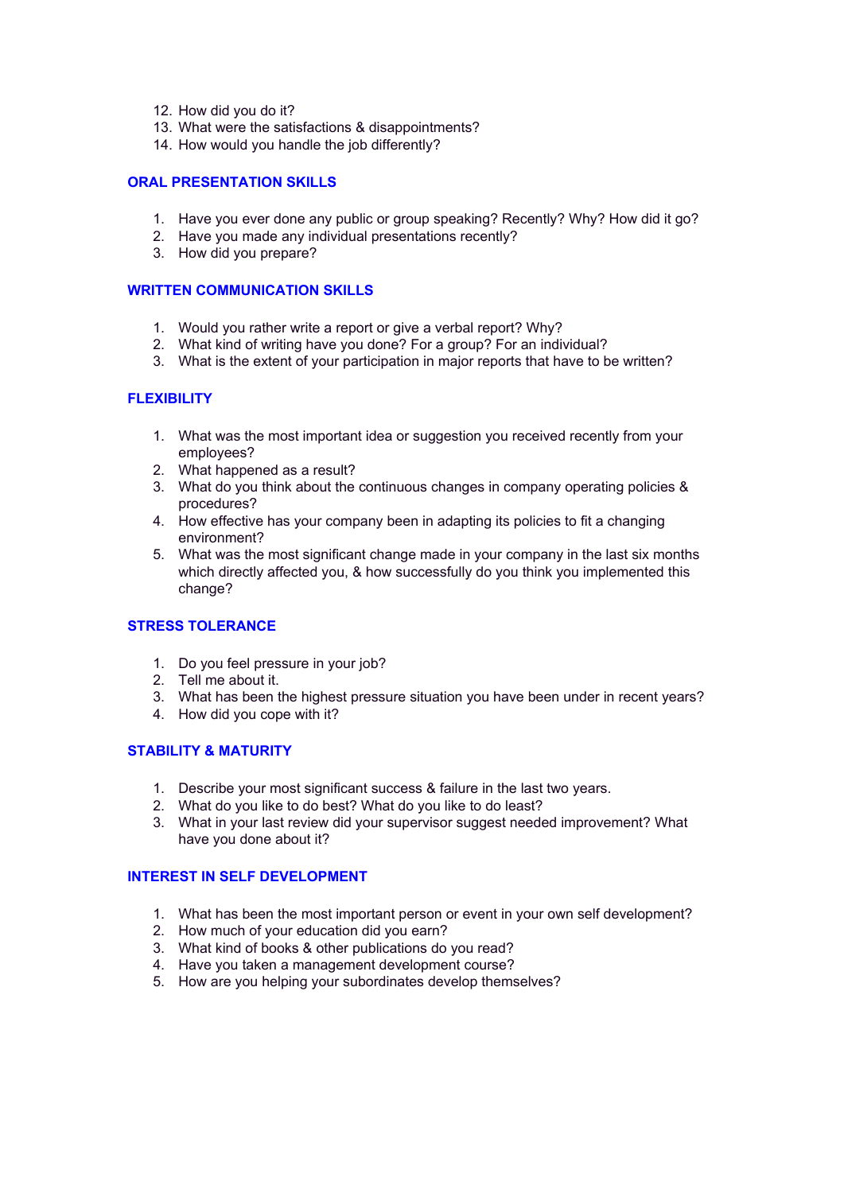12. How did you do it?
13. What were the satisfactions & disappointments?
14. How would you handle the job differently?

## ORAL PRESENTATION SKILLS

1. Have you ever done any public or group speaking? Recently? Why? How did it go?
2. Have you made any individual presentations recently?
3. How did you prepare?

## WRITTEN COMMUNICATION SKILLS

1. Would you rather write a report or give a verbal report? Why?
2. What kind of writing have you done? For a group? For an individual?
3. What is the extent of your participation in major reports that have to be written?

## FLEXIBILITY

1. What was the most important idea or suggestion you received recently from your employees?
2. What happened as a result?
3. What do you think about the continuous changes in company operating policies & procedures?
4. How effective has your company been in adapting its policies to fit a changing environment?
5. What was the most significant change made in your company in the last six months which directly affected you, & how successfully do you think you implemented this change?

## STRESS TOLERANCE

1. Do you feel pressure in your job?
2. Tell me about it.
3. What has been the highest pressure situation you have been under in recent years?
4. How did you cope with it?

## STABILITY & MATURITY

1. Describe your most significant success & failure in the last two years.
2. What do you like to do best? What do you like to do least?
3. What in your last review did your supervisor suggest needed improvement? What have you done about it?

## INTEREST IN SELF DEVELOPMENT

1. What has been the most important person or event in your own self development?
2. How much of your education did you earn?
3. What kind of books & other publications do you read?
4. Have you taken a management development course?
5. How are you helping your subordinates develop themselves?